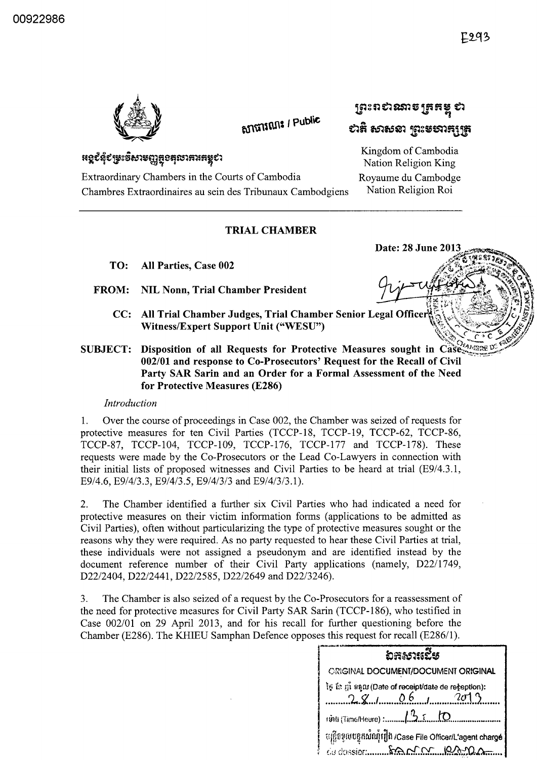00922986

E293

សាធារណៈ / Public

ព្រះរាជាណាចក្រកម្ពុជា
ជាតិ សាសនា ព្រះមហាក្សត្រ

Kingdom of Cambodia
Nation Religion King
Royaume du Cambodge
Nation Religion Roi

អង្គជំនុំជម្រះវិសាមញ្ញក្នុងតុលាការកម្ពុជា

Extraordinary Chambers in the Courts of Cambodia
Chambres Extraordinaires au sein des Tribunaux Cambodgiens

---

**TRIAL CHAMBER**

**Date: 28 June 2013**

**TO:** **All Parties, Case 002**

**FROM:** **NIL Nonn, Trial Chamber President**

**CC:** **All Trial Chamber Judges, Trial Chamber Senior Legal Officer, Witness/Expert Support Unit ("WESU")**

**SUBJECT:** **Disposition of all Requests for Protective Measures sought in Case 002/01 and response to Co-Prosecutors' Request for the Recall of Civil Party SAR Sarin and an Order for a Formal Assessment of the Need for Protective Measures (E286)**

*Introduction*

1. Over the course of proceedings in Case 002, the Chamber was seized of requests for protective measures for ten Civil Parties (TCCP-18, TCCP-19, TCCP-62, TCCP-86, TCCP-87, TCCP-104, TCCP-109, TCCP-176, TCCP-177 and TCCP-178). These requests were made by the Co-Prosecutors or the Lead Co-Lawyers in connection with their initial lists of proposed witnesses and Civil Parties to be heard at trial (E9/4.3.1, E9/4.6, E9/4/3.3, E9/4/3.5, E9/4/3/3 and E9/4/3/3.1).

2. The Chamber identified a further six Civil Parties who had indicated a need for protective measures on their victim information forms (applications to be admitted as Civil Parties), often without particularizing the type of protective measures sought or the reasons why they were required. As no party requested to hear these Civil Parties at trial, these individuals were not assigned a pseudonym and are identified instead by the document reference number of their Civil Party applications (namely, D22/1749, D22/2404, D22/2441, D22/2585, D22/2649 and D22/3246).

3. The Chamber is also seized of a request by the Co-Prosecutors for a reassessment of the need for protective measures for Civil Party SAR Sarin (TCCP-186), who testified in Case 002/01 on 29 April 2013, and for his recall for further questioning before the Chamber (E286). The KHIEU Samphan Defence opposes this request for recall (E286/1).

ឯកសារដើម
ORIGINAL DOCUMENT/DOCUMENT ORIGINAL
ថ្ងៃ ខែ ឆ្នាំ ទទួល (Date of receipt/date de reception): 28 / 06 / 2013
ម៉ោង (Time/Heure): 13:10
មន្ត្រីទទួលបន្ទុកសំណុំរឿង /Case File Officer/L'agent chargé du dossier: SANN RADA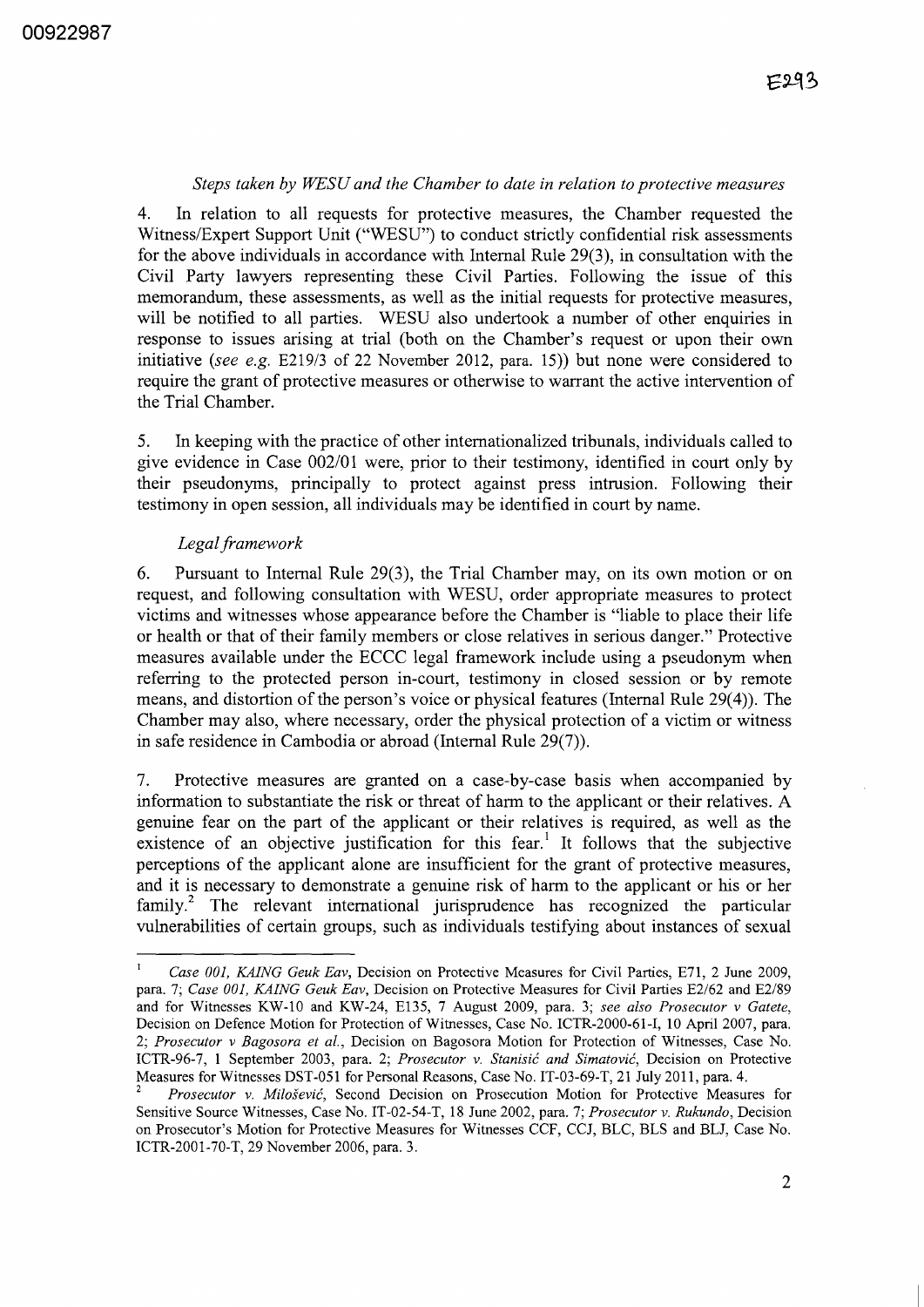*Steps taken by WESU and the Chamber to date in relation to protective measures*

4. In relation to all requests for protective measures, the Chamber requested the Witness/Expert Support Unit ("WESU") to conduct strictly confidential risk assessments for the above individuals in accordance with Internal Rule 29(3), in consultation with the Civil Party lawyers representing these Civil Parties. Following the issue of this memorandum, these assessments, as well as the initial requests for protective measures, will be notified to all parties. WESU also undertook a number of other enquiries in response to issues arising at trial (both on the Chamber's request or upon their own initiative (*see e.g.* E219/3 of 22 November 2012, para. 15)) but none were considered to require the grant of protective measures or otherwise to warrant the active intervention of the Trial Chamber.

5. In keeping with the practice of other internationalized tribunals, individuals called to give evidence in Case 002/01 were, prior to their testimony, identified in court only by their pseudonyms, principally to protect against press intrusion. Following their testimony in open session, all individuals may be identified in court by name.

*Legal framework*

6. Pursuant to Internal Rule 29(3), the Trial Chamber may, on its own motion or on request, and following consultation with WESU, order appropriate measures to protect victims and witnesses whose appearance before the Chamber is "liable to place their life or health or that of their family members or close relatives in serious danger." Protective measures available under the ECCC legal framework include using a pseudonym when referring to the protected person in-court, testimony in closed session or by remote means, and distortion of the person's voice or physical features (Internal Rule 29(4)). The Chamber may also, where necessary, order the physical protection of a victim or witness in safe residence in Cambodia or abroad (Internal Rule 29(7)).

7. Protective measures are granted on a case-by-case basis when accompanied by information to substantiate the risk or threat of harm to the applicant or their relatives. A genuine fear on the part of the applicant or their relatives is required, as well as the existence of an objective justification for this fear.[1] It follows that the subjective perceptions of the applicant alone are insufficient for the grant of protective measures, and it is necessary to demonstrate a genuine risk of harm to the applicant or his or her family.[2] The relevant international jurisprudence has recognized the particular vulnerabilities of certain groups, such as individuals testifying about instances of sexual

---

[1] *Case 001, KAING Geuk Eav*, Decision on Protective Measures for Civil Parties, E71, 2 June 2009, para. 7; *Case 001, KAING Geuk Eav*, Decision on Protective Measures for Civil Parties E2/62 and E2/89 and for Witnesses KW-10 and KW-24, E135, 7 August 2009, para. 3; *see also Prosecutor v Gatete*, Decision on Defence Motion for Protection of Witnesses, Case No. ICTR-2000-61-I, 10 April 2007, para. 2; *Prosecutor v Bagosora et al.*, Decision on Bagosora Motion for Protection of Witnesses, Case No. ICTR-96-7, 1 September 2003, para. 2; *Prosecutor v. Stanisić and Simatović*, Decision on Protective Measures for Witnesses DST-051 for Personal Reasons, Case No. IT-03-69-T, 21 July 2011, para. 4.

[2] *Prosecutor v. Milošević*, Second Decision on Prosecution Motion for Protective Measures for Sensitive Source Witnesses, Case No. IT-02-54-T, 18 June 2002, para. 7; *Prosecutor v. Rukundo*, Decision on Prosecutor's Motion for Protective Measures for Witnesses CCF, CCJ, BLC, BLS and BLJ, Case No. ICTR-2001-70-T, 29 November 2006, para. 3.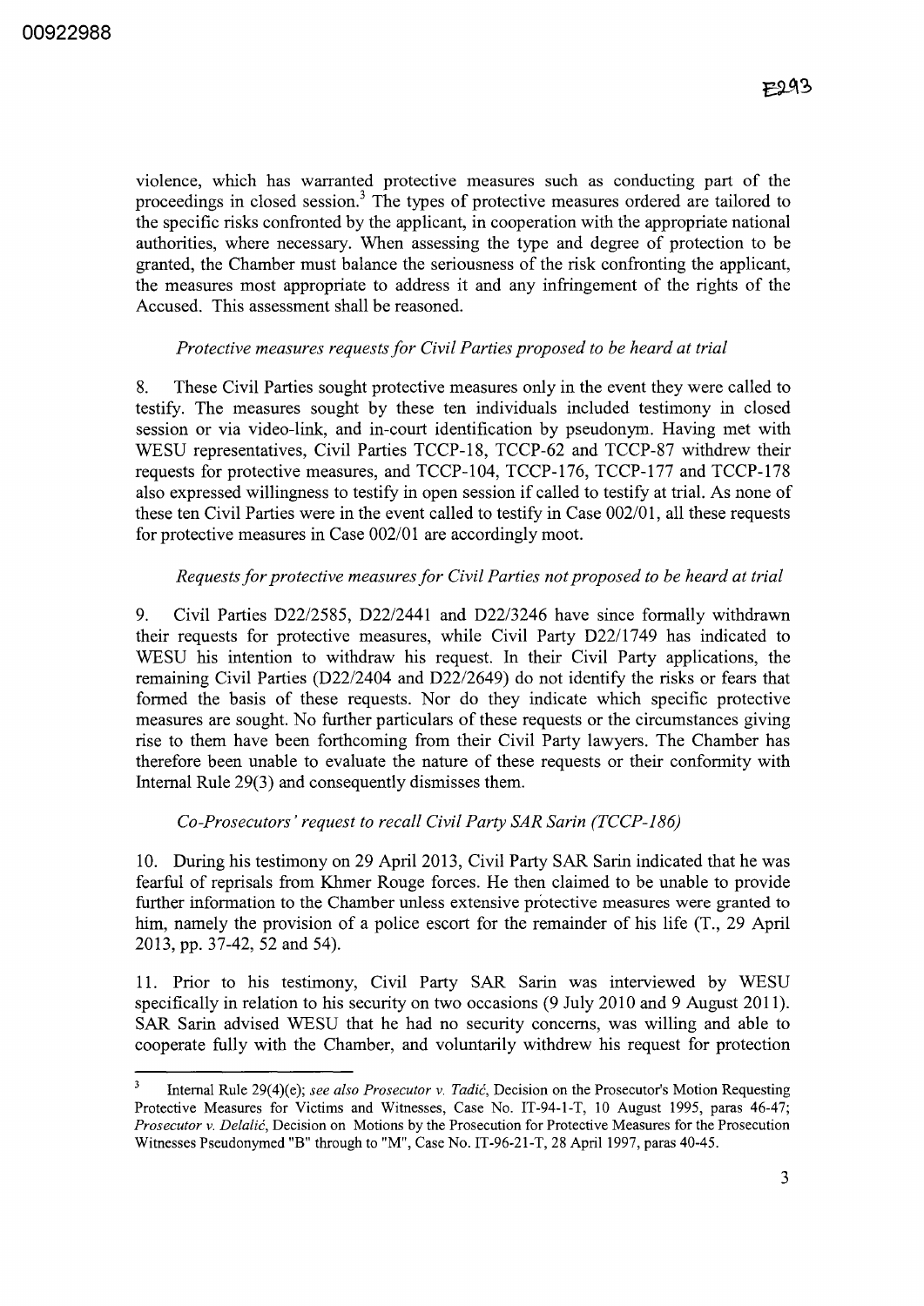violence, which has warranted protective measures such as conducting part of the proceedings in closed session.[3] The types of protective measures ordered are tailored to the specific risks confronted by the applicant, in cooperation with the appropriate national authorities, where necessary. When assessing the type and degree of protection to be granted, the Chamber must balance the seriousness of the risk confronting the applicant, the measures most appropriate to address it and any infringement of the rights of the Accused. This assessment shall be reasoned.

*Protective measures requests for Civil Parties proposed to be heard at trial*

8. These Civil Parties sought protective measures only in the event they were called to testify. The measures sought by these ten individuals included testimony in closed session or via video-link, and in-court identification by pseudonym. Having met with WESU representatives, Civil Parties TCCP-18, TCCP-62 and TCCP-87 withdrew their requests for protective measures, and TCCP-104, TCCP-176, TCCP-177 and TCCP-178 also expressed willingness to testify in open session if called to testify at trial. As none of these ten Civil Parties were in the event called to testify in Case 002/01, all these requests for protective measures in Case 002/01 are accordingly moot.

*Requests for protective measures for Civil Parties not proposed to be heard at trial*

9. Civil Parties D22/2585, D22/2441 and D22/3246 have since formally withdrawn their requests for protective measures, while Civil Party D22/1749 has indicated to WESU his intention to withdraw his request. In their Civil Party applications, the remaining Civil Parties (D22/2404 and D22/2649) do not identify the risks or fears that formed the basis of these requests. Nor do they indicate which specific protective measures are sought. No further particulars of these requests or the circumstances giving rise to them have been forthcoming from their Civil Party lawyers. The Chamber has therefore been unable to evaluate the nature of these requests or their conformity with Internal Rule 29(3) and consequently dismisses them.

*Co-Prosecutors' request to recall Civil Party SAR Sarin (TCCP-186)*

10. During his testimony on 29 April 2013, Civil Party SAR Sarin indicated that he was fearful of reprisals from Khmer Rouge forces. He then claimed to be unable to provide further information to the Chamber unless extensive protective measures were granted to him, namely the provision of a police escort for the remainder of his life (T., 29 April 2013, pp. 37-42, 52 and 54).

11. Prior to his testimony, Civil Party SAR Sarin was interviewed by WESU specifically in relation to his security on two occasions (9 July 2010 and 9 August 2011). SAR Sarin advised WESU that he had no security concerns, was willing and able to cooperate fully with the Chamber, and voluntarily withdrew his request for protection

---

[3] Internal Rule 29(4)(e); *see also Prosecutor v. Tadić*, Decision on the Prosecutor's Motion Requesting Protective Measures for Victims and Witnesses, Case No. IT-94-1-T, 10 August 1995, paras 46-47; *Prosecutor v. Delalić*, Decision on Motions by the Prosecution for Protective Measures for the Prosecution Witnesses Pseudonymed "B" through to "M", Case No. IT-96-21-T, 28 April 1997, paras 40-45.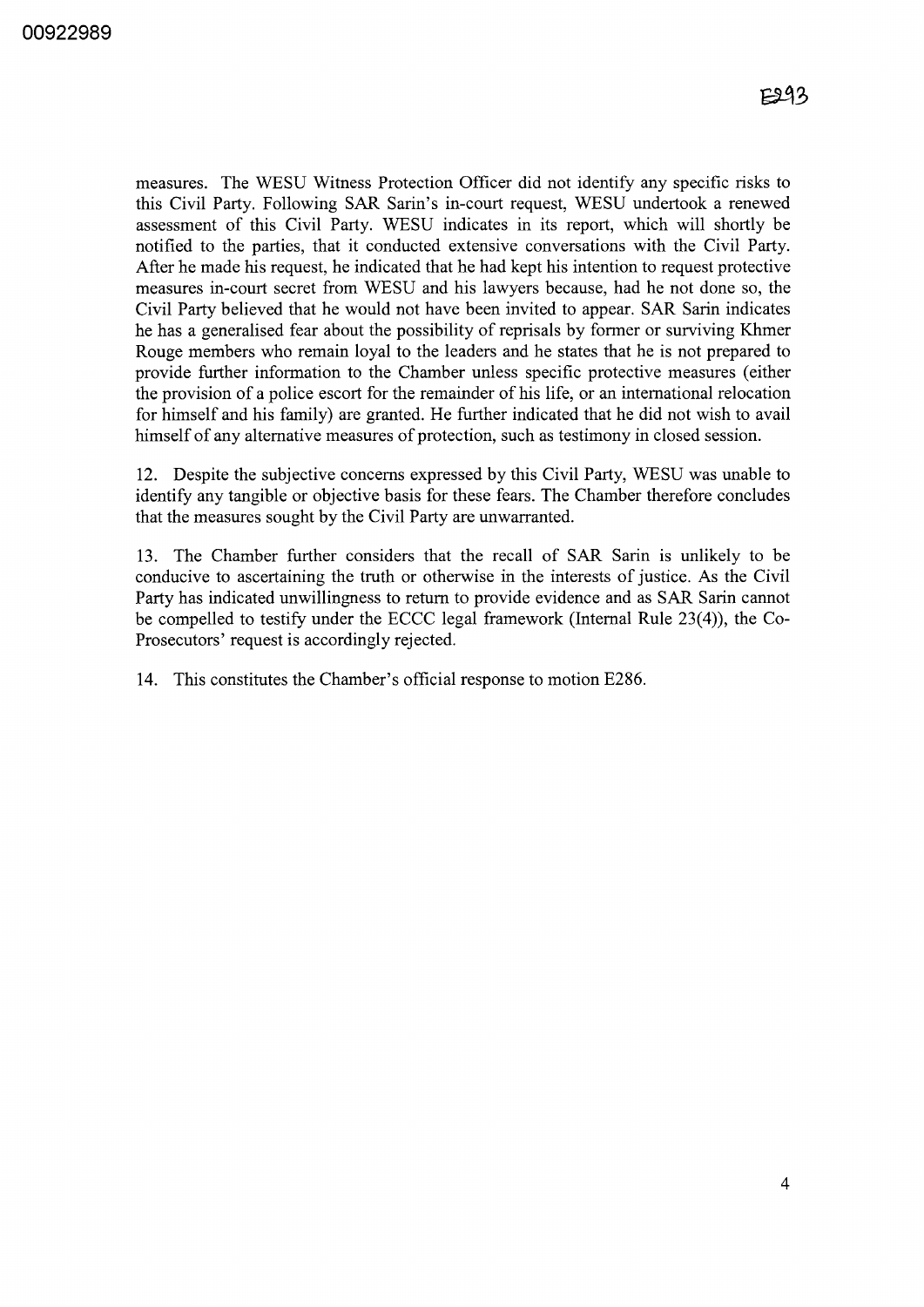measures. The WESU Witness Protection Officer did not identify any specific risks to this Civil Party. Following SAR Sarin's in-court request, WESU undertook a renewed assessment of this Civil Party. WESU indicates in its report, which will shortly be notified to the parties, that it conducted extensive conversations with the Civil Party. After he made his request, he indicated that he had kept his intention to request protective measures in-court secret from WESU and his lawyers because, had he not done so, the Civil Party believed that he would not have been invited to appear. SAR Sarin indicates he has a generalised fear about the possibility of reprisals by former or surviving Khmer Rouge members who remain loyal to the leaders and he states that he is not prepared to provide further information to the Chamber unless specific protective measures (either the provision of a police escort for the remainder of his life, or an international relocation for himself and his family) are granted. He further indicated that he did not wish to avail himself of any alternative measures of protection, such as testimony in closed session.

12. Despite the subjective concerns expressed by this Civil Party, WESU was unable to identify any tangible or objective basis for these fears. The Chamber therefore concludes that the measures sought by the Civil Party are unwarranted.

13. The Chamber further considers that the recall of SAR Sarin is unlikely to be conducive to ascertaining the truth or otherwise in the interests of justice. As the Civil Party has indicated unwillingness to return to provide evidence and as SAR Sarin cannot be compelled to testify under the ECCC legal framework (Internal Rule 23(4)), the Co-Prosecutors' request is accordingly rejected.

14. This constitutes the Chamber's official response to motion E286.